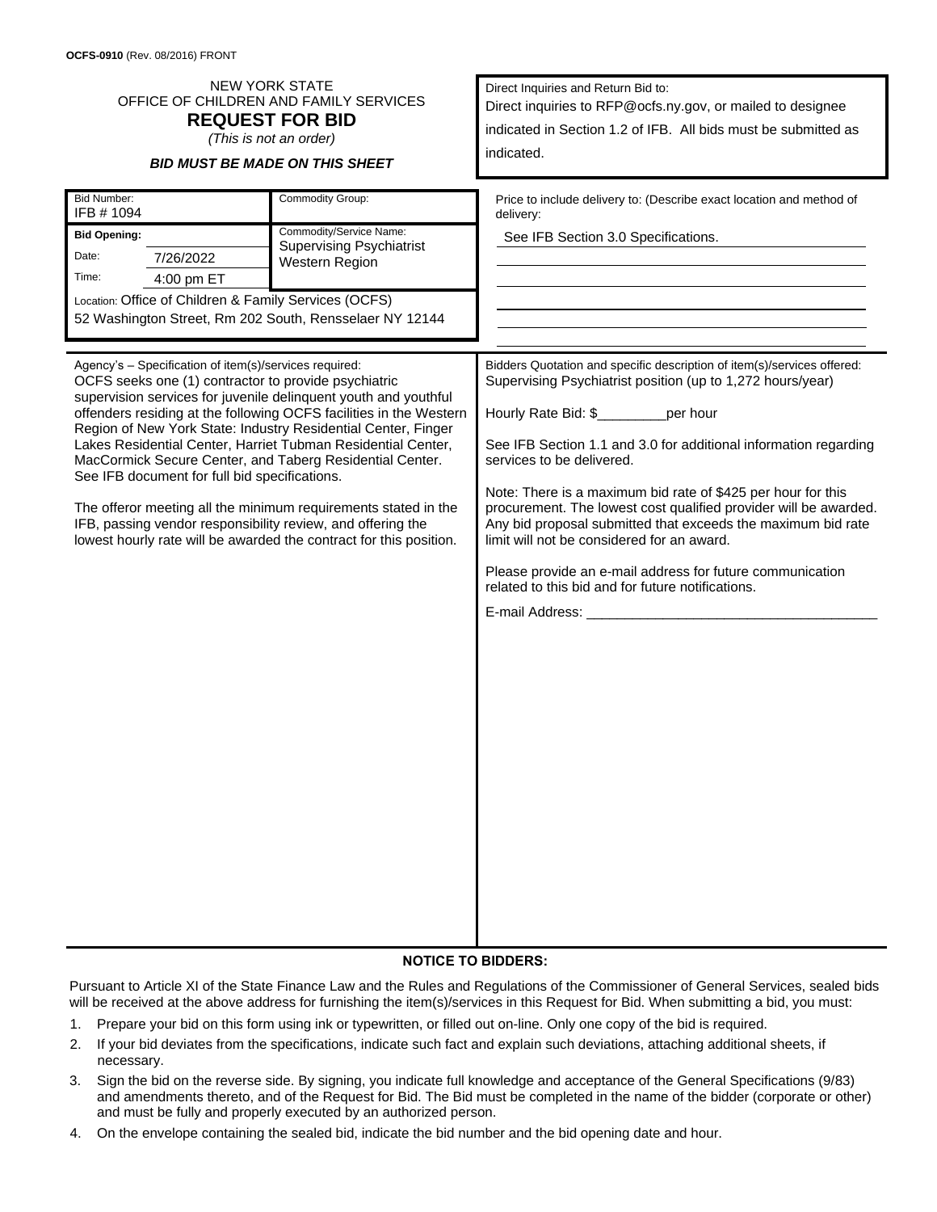**OCFS-0910** (Rev. 08/2016) FRONT

NEW YORK STATE
OFFICE OF CHILDREN AND FAMILY SERVICES
## REQUEST FOR BID
*(This is not an order)*

***BID MUST BE MADE ON THIS SHEET***

Direct Inquiries and Return Bid to:
Direct inquiries to RFP@ocfs.ny.gov, or mailed to designee indicated in Section 1.2 of IFB. All bids must be submitted as indicated.

| Bid Number: IFB # 1094 | Commodity Group: |
|---|---|
| **Bid Opening:** | Commodity/Service Name: Supervising Psychiatrist Western Region |
| Date: 7/26/2022 | |
| Time: 4:00 pm ET | |
| Location: Office of Children & Family Services (OCFS) 52 Washington Street, Rm 202 South, Rensselaer NY 12144 | |

Price to include delivery to: (Describe exact location and method of delivery:

See IFB Section 3.0 Specifications.

Agency's – Specification of item(s)/services required:
OCFS seeks one (1) contractor to provide psychiatric supervision services for juvenile delinquent youth and youthful offenders residing at the following OCFS facilities in the Western Region of New York State: Industry Residential Center, Finger Lakes Residential Center, Harriet Tubman Residential Center, MacCormick Secure Center, and Taberg Residential Center. See IFB document for full bid specifications.

The offeror meeting all the minimum requirements stated in the IFB, passing vendor responsibility review, and offering the lowest hourly rate will be awarded the contract for this position.

Bidders Quotation and specific description of item(s)/services offered:
Supervising Psychiatrist position (up to 1,272 hours/year)

Hourly Rate Bid: $_________per hour

See IFB Section 1.1 and 3.0 for additional information regarding services to be delivered.

Note: There is a maximum bid rate of $425 per hour for this procurement. The lowest cost qualified provider will be awarded. Any bid proposal submitted that exceeds the maximum bid rate limit will not be considered for an award.

Please provide an e-mail address for future communication related to this bid and for future notifications.

E-mail Address: _______________________________________

**NOTICE TO BIDDERS:**

Pursuant to Article XI of the State Finance Law and the Rules and Regulations of the Commissioner of General Services, sealed bids will be received at the above address for furnishing the item(s)/services in this Request for Bid. When submitting a bid, you must:

1. Prepare your bid on this form using ink or typewritten, or filled out on-line. Only one copy of the bid is required.
2. If your bid deviates from the specifications, indicate such fact and explain such deviations, attaching additional sheets, if necessary.
3. Sign the bid on the reverse side. By signing, you indicate full knowledge and acceptance of the General Specifications (9/83) and amendments thereto, and of the Request for Bid. The Bid must be completed in the name of the bidder (corporate or other) and must be fully and properly executed by an authorized person.
4. On the envelope containing the sealed bid, indicate the bid number and the bid opening date and hour.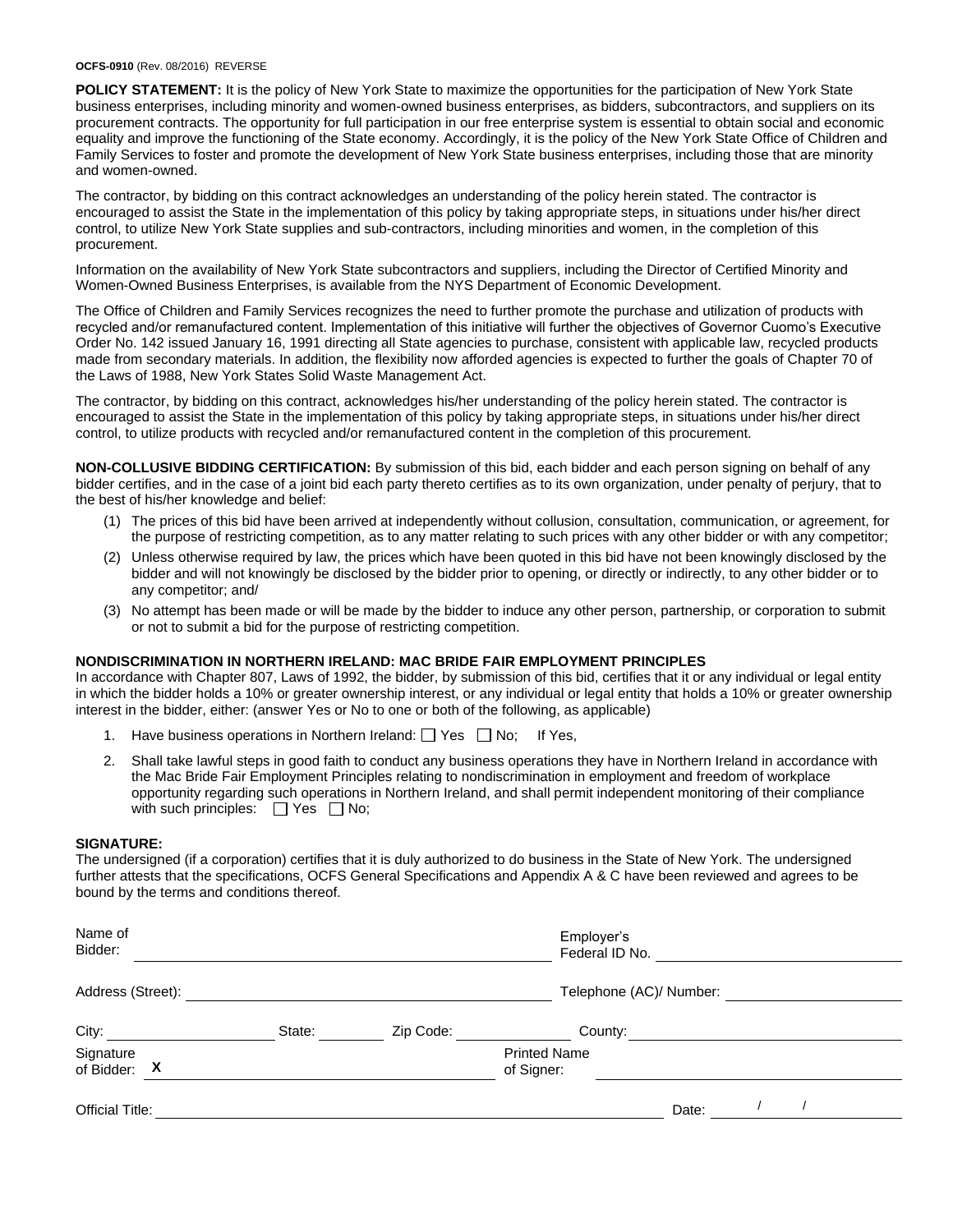**OCFS-0910** (Rev. 08/2016) REVERSE

**POLICY STATEMENT:** It is the policy of New York State to maximize the opportunities for the participation of New York State business enterprises, including minority and women-owned business enterprises, as bidders, subcontractors, and suppliers on its procurement contracts. The opportunity for full participation in our free enterprise system is essential to obtain social and economic equality and improve the functioning of the State economy. Accordingly, it is the policy of the New York State Office of Children and Family Services to foster and promote the development of New York State business enterprises, including those that are minority and women-owned.

The contractor, by bidding on this contract acknowledges an understanding of the policy herein stated. The contractor is encouraged to assist the State in the implementation of this policy by taking appropriate steps, in situations under his/her direct control, to utilize New York State supplies and sub-contractors, including minorities and women, in the completion of this procurement.

Information on the availability of New York State subcontractors and suppliers, including the Director of Certified Minority and Women-Owned Business Enterprises, is available from the NYS Department of Economic Development.

The Office of Children and Family Services recognizes the need to further promote the purchase and utilization of products with recycled and/or remanufactured content. Implementation of this initiative will further the objectives of Governor Cuomo's Executive Order No. 142 issued January 16, 1991 directing all State agencies to purchase, consistent with applicable law, recycled products made from secondary materials. In addition, the flexibility now afforded agencies is expected to further the goals of Chapter 70 of the Laws of 1988, New York States Solid Waste Management Act.

The contractor, by bidding on this contract, acknowledges his/her understanding of the policy herein stated. The contractor is encouraged to assist the State in the implementation of this policy by taking appropriate steps, in situations under his/her direct control, to utilize products with recycled and/or remanufactured content in the completion of this procurement.

**NON-COLLUSIVE BIDDING CERTIFICATION:** By submission of this bid, each bidder and each person signing on behalf of any bidder certifies, and in the case of a joint bid each party thereto certifies as to its own organization, under penalty of perjury, that to the best of his/her knowledge and belief:

(1) The prices of this bid have been arrived at independently without collusion, consultation, communication, or agreement, for the purpose of restricting competition, as to any matter relating to such prices with any other bidder or with any competitor;

(2) Unless otherwise required by law, the prices which have been quoted in this bid have not been knowingly disclosed by the bidder and will not knowingly be disclosed by the bidder prior to opening, or directly or indirectly, to any other bidder or to any competitor; and/

(3) No attempt has been made or will be made by the bidder to induce any other person, partnership, or corporation to submit or not to submit a bid for the purpose of restricting competition.

**NONDISCRIMINATION IN NORTHERN IRELAND: MAC BRIDE FAIR EMPLOYMENT PRINCIPLES**

In accordance with Chapter 807, Laws of 1992, the bidder, by submission of this bid, certifies that it or any individual or legal entity in which the bidder holds a 10% or greater ownership interest, or any individual or legal entity that holds a 10% or greater ownership interest in the bidder, either: (answer Yes or No to one or both of the following, as applicable)

1. Have business operations in Northern Ireland: ☐ Yes ☐ No; If Yes,

2. Shall take lawful steps in good faith to conduct any business operations they have in Northern Ireland in accordance with the Mac Bride Fair Employment Principles relating to nondiscrimination in employment and freedom of workplace opportunity regarding such operations in Northern Ireland, and shall permit independent monitoring of their compliance with such principles: ☐ Yes ☐ No;

**SIGNATURE:**

The undersigned (if a corporation) certifies that it is duly authorized to do business in the State of New York. The undersigned further attests that the specifications, OCFS General Specifications and Appendix A & C have been reviewed and agrees to be bound by the terms and conditions thereof.

Name of Bidder: ______________________ Employer's Federal ID No. ______________________

Address (Street): ______________________ Telephone (AC)/ Number: ______________________

City: ____________ State: ________ Zip Code: ____________ County: ______________________

Signature of Bidder: **X** ______________________ Printed Name of Signer: ______________________

Official Title: ______________________ Date: ____ / ____ / ____